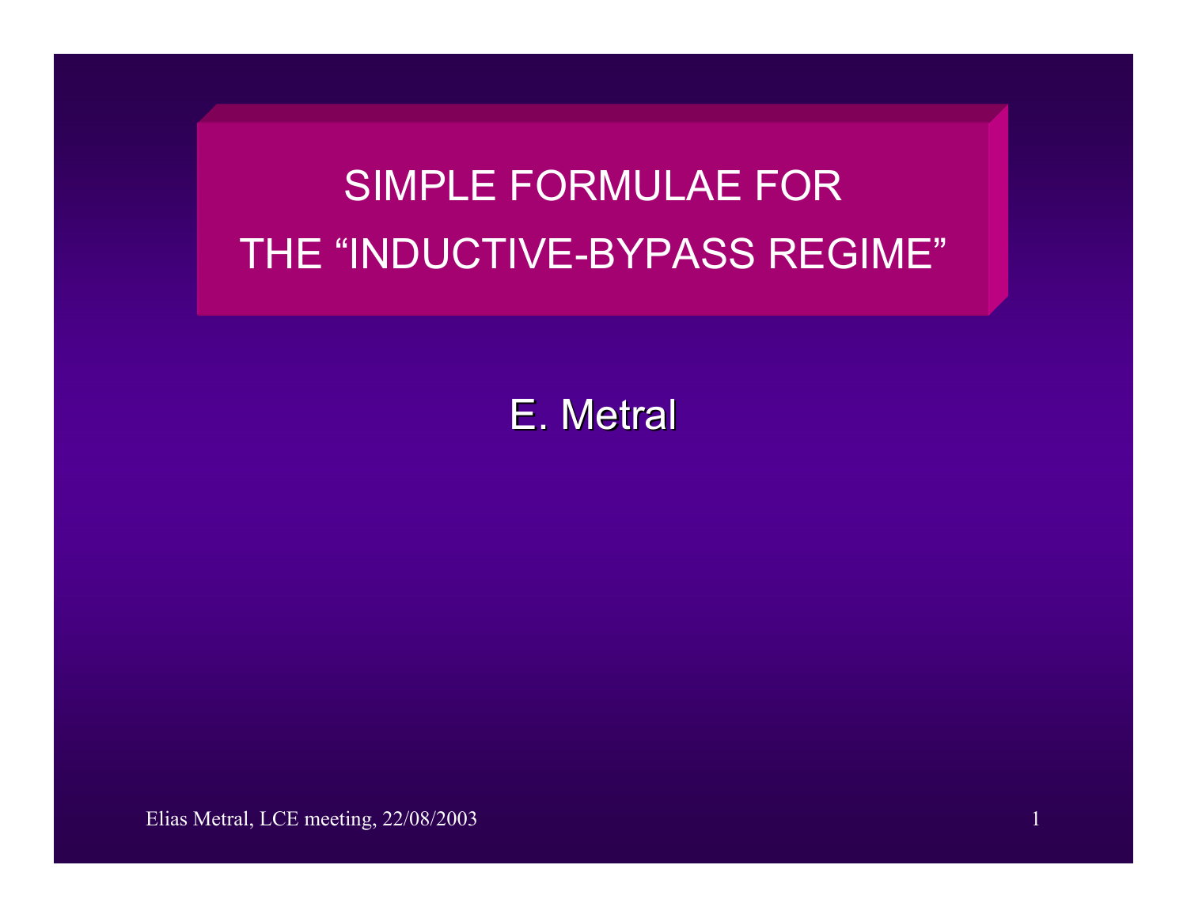# SIMPLE FORMULAE FOR THE "INDUCTIVE-BYPASS REGIME"

E. Metral

Elias Metral, LCE meeting, 22/08/2003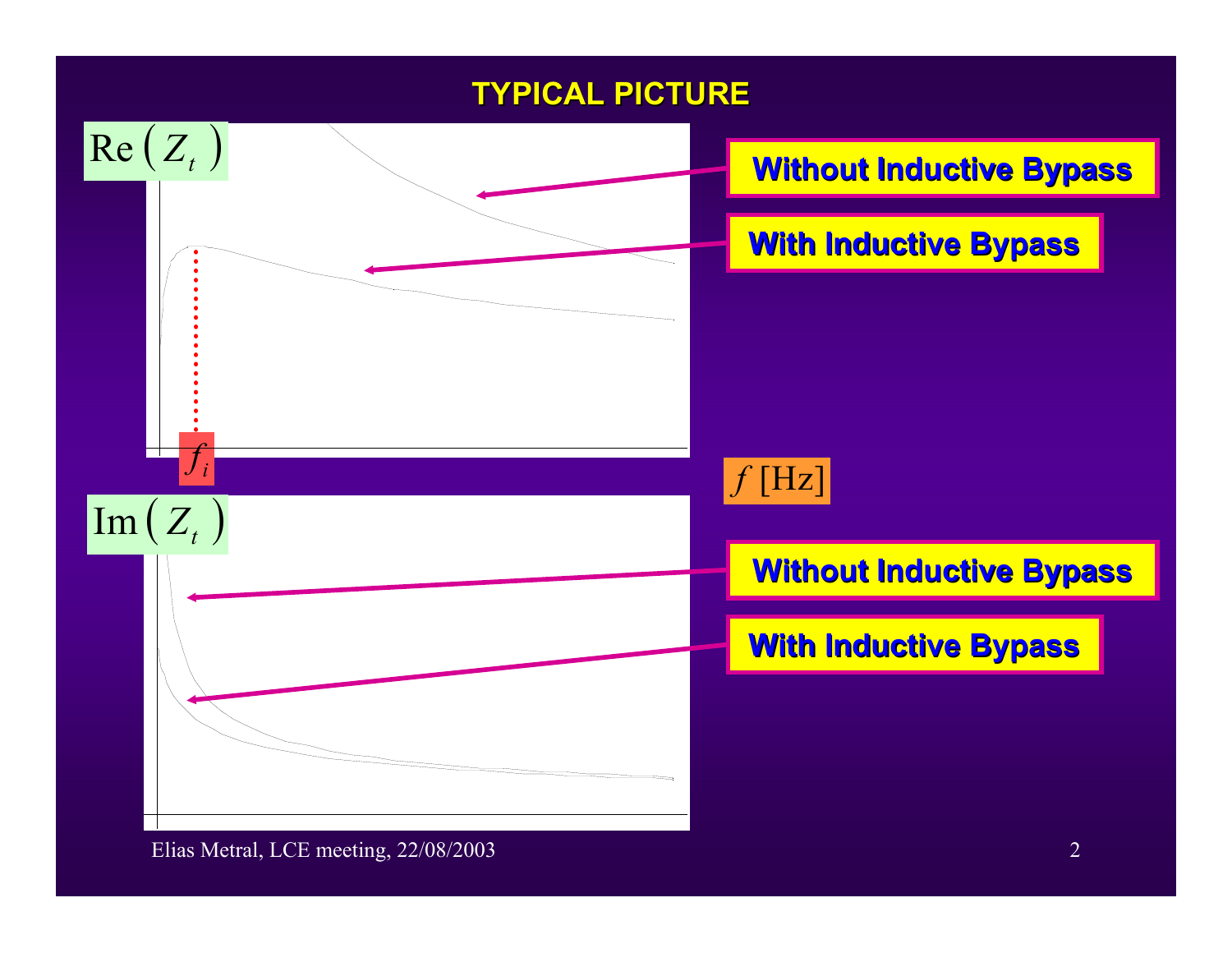# TYPICAL PICTURE

$\mathrm{Re}\left(Z_t\right)$

Without Inductive Bypass

With Inductive Bypass

$f_i$

$f$ [Hz]

$\mathrm{Im}\left(Z_t\right)$

Without Inductive Bypass

With Inductive Bypass

Elias Metral, LCE meeting, 22/08/2003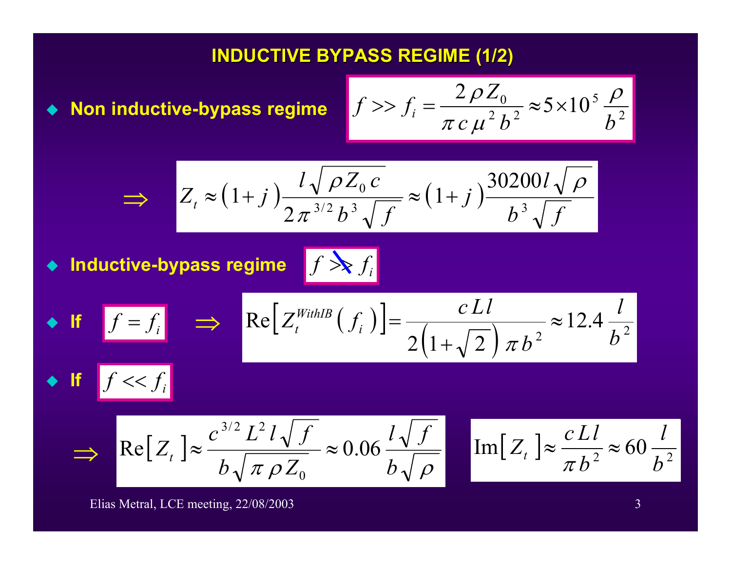## INDUCTIVE BYPASS REGIME (1/2)

- **Non inductive-bypass regime**

$$f >> f_i = \frac{2\,\rho\,Z_0}{\pi\,c\,\mu^2\,b^2} \approx 5\times10^5\,\frac{\rho}{b^2}$$

$$\Rightarrow \quad Z_t \approx \left(1+j\right)\frac{l\sqrt{\rho\,Z_0\,c}}{2\,\pi^{3/2}\,b^3\sqrt{f}} \approx \left(1+j\right)\frac{30200\,l\sqrt{\rho}}{b^3\sqrt{f}}$$

- **Inductive-bypass regime** $f \not\gg f_i$

- **If** $f = f_i$

$$\Rightarrow \quad \mathrm{Re}\left[Z_t^{WithIB}\left(f_i\right)\right] = \frac{c\,L\,l}{2\left(1+\sqrt{2}\right)\pi\,b^2} \approx 12.4\,\frac{l}{b^2}$$

- **If** $f << f_i$

$$\Rightarrow \quad \mathrm{Re}\left[Z_t\right] \approx \frac{c^{3/2}\,L^2\,l\sqrt{f}}{b\sqrt{\pi\,\rho\,Z_0}} \approx 0.06\,\frac{l\sqrt{f}}{b\sqrt{\rho}} \qquad \mathrm{Im}\left[Z_t\right] \approx \frac{c\,L\,l}{\pi\,b^2} \approx 60\,\frac{l}{b^2}$$

Elias Metral, LCE meeting, 22/08/2003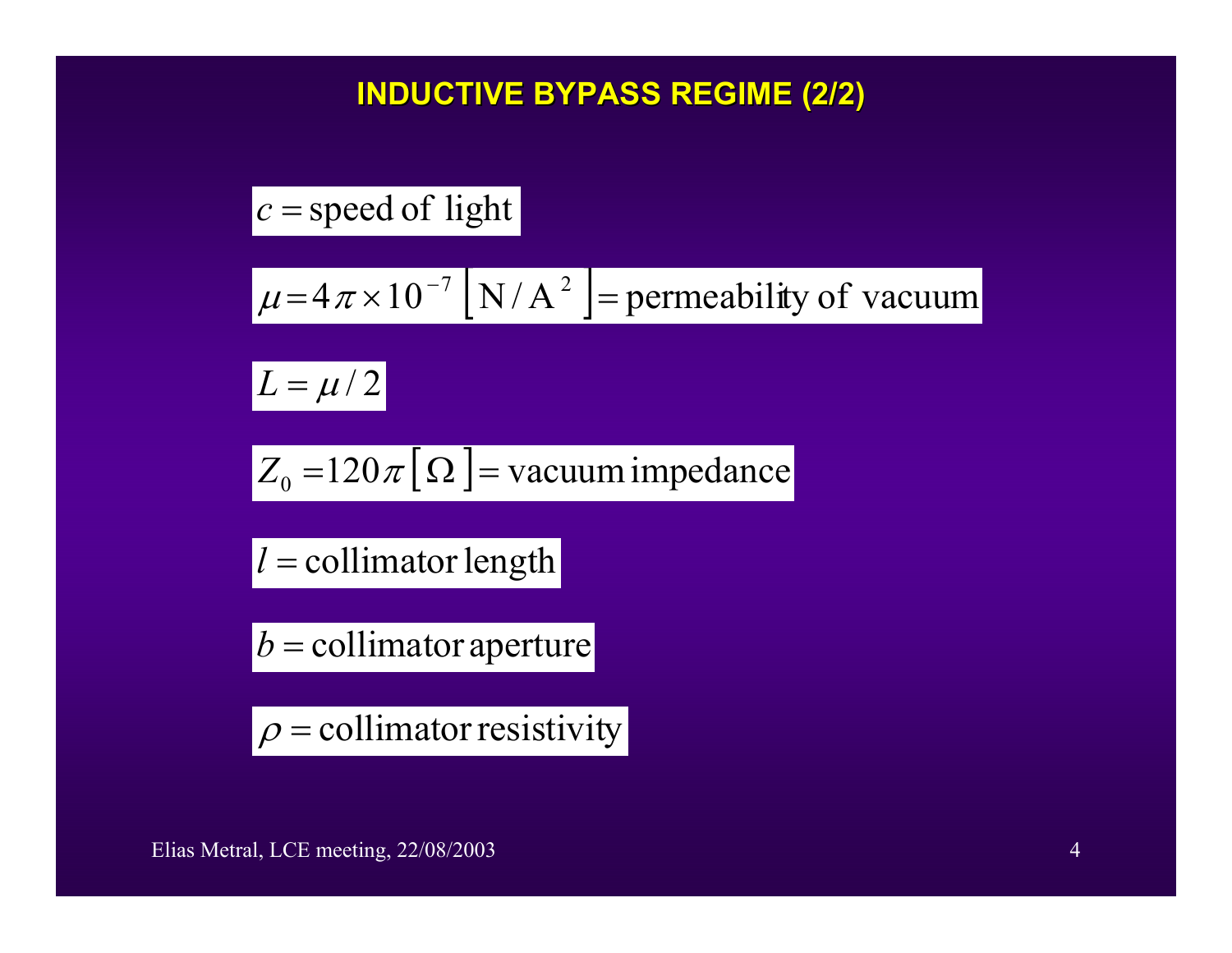# INDUCTIVE BYPASS REGIME (2/2)

$c = \text{speed of light}$

$\mu = 4\pi \times 10^{-7} \left[ \text{N} / \text{A}^2 \right] = \text{permeability of vacuum}$

$L = \mu / 2$

$Z_0 = 120\pi \left[ \Omega \right] = \text{vacuum impedance}$

$l = \text{collimator length}$

$b = \text{collimator aperture}$

$\rho = \text{collimator resistivity}$

Elias Metral, LCE meeting, 22/08/2003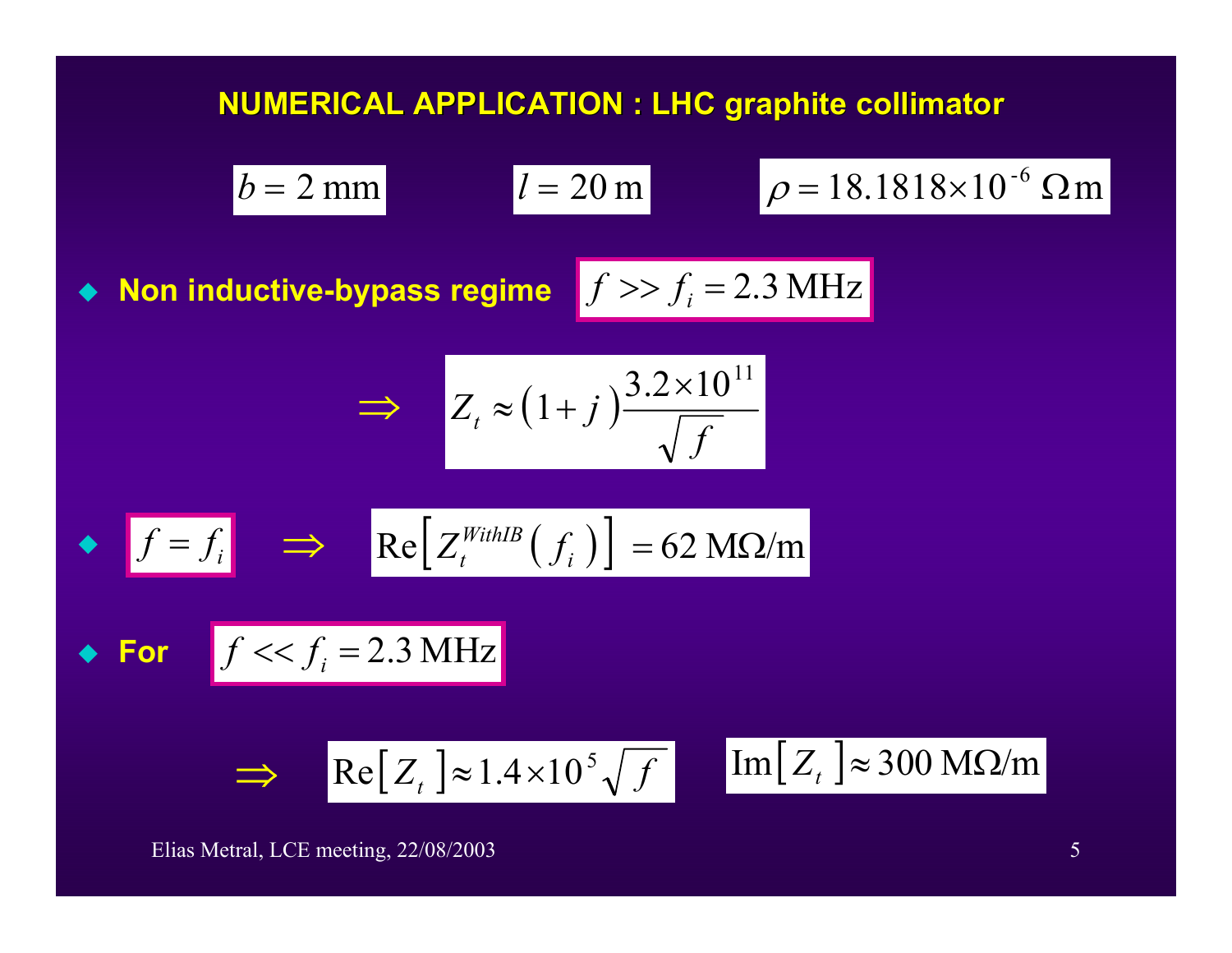# NUMERICAL APPLICATION : LHC graphite collimator

$b = 2\ \mathrm{mm}$ $\quad$ $l = 20\ \mathrm{m}$ $\quad$ $\rho = 18.1818 \times 10^{-6}\ \Omega\mathrm{m}$

- **Non inductive-bypass regime** $f >> f_i = 2.3\ \mathrm{MHz}$

$$\Rightarrow \quad Z_t \approx (1 + j)\frac{3.2 \times 10^{11}}{\sqrt{f}}$$

- $f = f_i \quad \Rightarrow \quad \mathrm{Re}\left[Z_t^{WithIB}(f_i)\right] = 62\ \mathrm{M}\Omega/\mathrm{m}$

- **For** $f << f_i = 2.3\ \mathrm{MHz}$

$$\Rightarrow \quad \mathrm{Re}\left[Z_t\right] \approx 1.4 \times 10^5 \sqrt{f} \qquad \mathrm{Im}\left[Z_t\right] \approx 300\ \mathrm{M}\Omega/\mathrm{m}$$

Elias Metral, LCE meeting, 22/08/2003